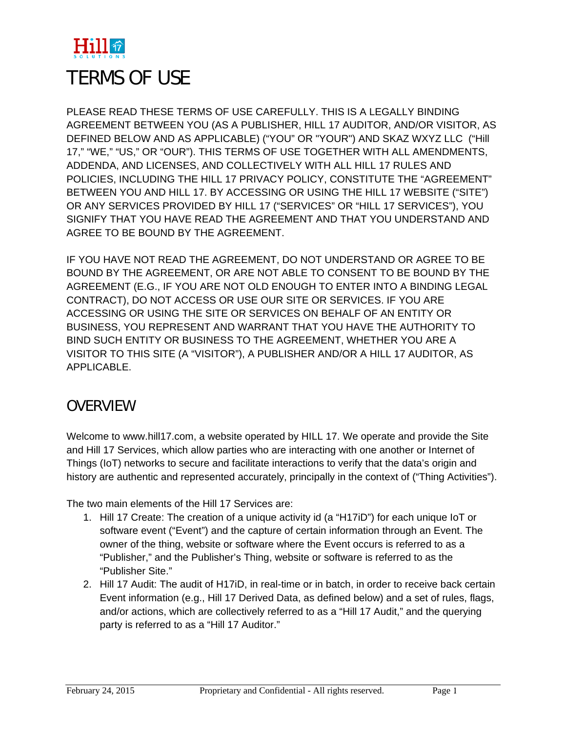# TERMS OF USE

PLEASE READ THESE TERMS OF USE CAREFULLY. THIS IS A LEGALLY BINDING AGREEMENT BETWEEN YOU (AS A PUBLISHER, HILL 17 AUDITOR, AND/OR VISITOR, AS DEFINED BELOW AND AS APPLICABLE) ("YOU" OR "YOUR") AND SKAZ WXYZ LLC ("Hill 17," "WE," "US," OR "OUR"). THIS TERMS OF USE TOGETHER WITH ALL AMENDMENTS, ADDENDA, AND LICENSES, AND COLLECTIVELY WITH ALL HILL 17 RULES AND POLICIES, INCLUDING THE HILL 17 PRIVACY POLICY, CONSTITUTE THE "AGREEMENT" BETWEEN YOU AND HILL 17. BY ACCESSING OR USING THE HILL 17 WEBSITE ("SITE") OR ANY SERVICES PROVIDED BY HILL 17 ("SERVICES" OR "HILL 17 SERVICES"), YOU SIGNIFY THAT YOU HAVE READ THE AGREEMENT AND THAT YOU UNDERSTAND AND AGREE TO BE BOUND BY THE AGREEMENT.

IF YOU HAVE NOT READ THE AGREEMENT, DO NOT UNDERSTAND OR AGREE TO BE BOUND BY THE AGREEMENT, OR ARE NOT ABLE TO CONSENT TO BE BOUND BY THE AGREEMENT (E.G., IF YOU ARE NOT OLD ENOUGH TO ENTER INTO A BINDING LEGAL CONTRACT), DO NOT ACCESS OR USE OUR SITE OR SERVICES. IF YOU ARE ACCESSING OR USING THE SITE OR SERVICES ON BEHALF OF AN ENTITY OR BUSINESS, YOU REPRESENT AND WARRANT THAT YOU HAVE THE AUTHORITY TO BIND SUCH ENTITY OR BUSINESS TO THE AGREEMENT, WHETHER YOU ARE A VISITOR TO THIS SITE (A "VISITOR"), A PUBLISHER AND/OR A HILL 17 AUDITOR, AS APPLICABLE.

## OVERVIEW

Welcome to www.hill17.com, a website operated by HILL 17. We operate and provide the Site and Hill 17 Services, which allow parties who are interacting with one another or Internet of Things (IoT) networks to secure and facilitate interactions to verify that the data's origin and history are authentic and represented accurately, principally in the context of ("Thing Activities").

The two main elements of the Hill 17 Services are:

1. Hill 17 Create: The creation of a unique activity id (a "H17iD") for each unique IoT or software event ("Event") and the capture of certain information through an Event. The owner of the thing, website or software where the Event occurs is referred to as a "Publisher," and the Publisher's Thing, website or software is referred to as the "Publisher Site."
2. Hill 17 Audit: The audit of H17iD, in real-time or in batch, in order to receive back certain Event information (e.g., Hill 17 Derived Data, as defined below) and a set of rules, flags, and/or actions, which are collectively referred to as a "Hill 17 Audit," and the querying party is referred to as a "Hill 17 Auditor."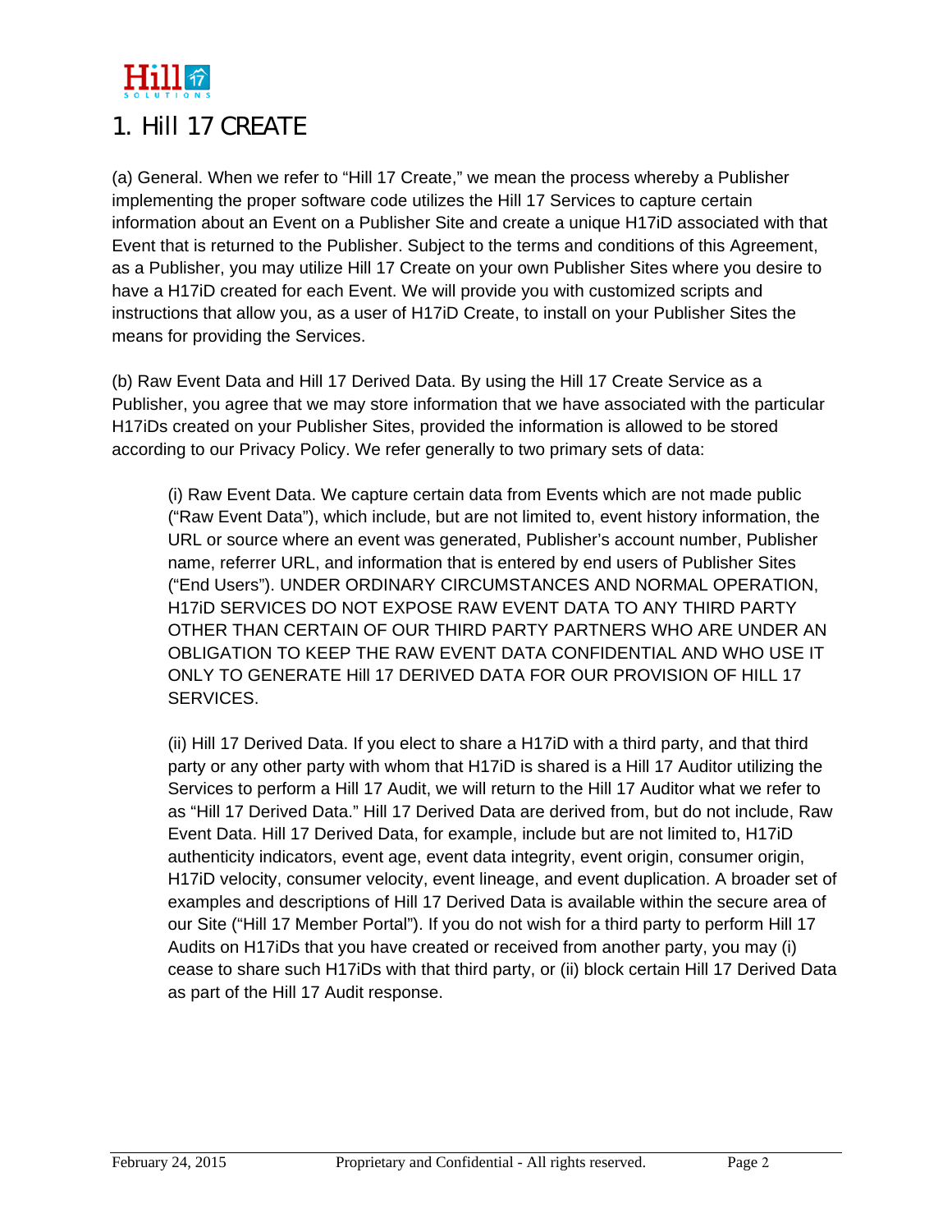# 1. Hill 17 CREATE

(a) General. When we refer to "Hill 17 Create," we mean the process whereby a Publisher implementing the proper software code utilizes the Hill 17 Services to capture certain information about an Event on a Publisher Site and create a unique H17iD associated with that Event that is returned to the Publisher. Subject to the terms and conditions of this Agreement, as a Publisher, you may utilize Hill 17 Create on your own Publisher Sites where you desire to have a H17iD created for each Event. We will provide you with customized scripts and instructions that allow you, as a user of H17iD Create, to install on your Publisher Sites the means for providing the Services.

(b) Raw Event Data and Hill 17 Derived Data. By using the Hill 17 Create Service as a Publisher, you agree that we may store information that we have associated with the particular H17iDs created on your Publisher Sites, provided the information is allowed to be stored according to our Privacy Policy. We refer generally to two primary sets of data:

> (i) Raw Event Data. We capture certain data from Events which are not made public ("Raw Event Data"), which include, but are not limited to, event history information, the URL or source where an event was generated, Publisher's account number, Publisher name, referrer URL, and information that is entered by end users of Publisher Sites ("End Users"). UNDER ORDINARY CIRCUMSTANCES AND NORMAL OPERATION, H17iD SERVICES DO NOT EXPOSE RAW EVENT DATA TO ANY THIRD PARTY OTHER THAN CERTAIN OF OUR THIRD PARTY PARTNERS WHO ARE UNDER AN OBLIGATION TO KEEP THE RAW EVENT DATA CONFIDENTIAL AND WHO USE IT ONLY TO GENERATE Hill 17 DERIVED DATA FOR OUR PROVISION OF HILL 17 SERVICES.
>
> (ii) Hill 17 Derived Data. If you elect to share a H17iD with a third party, and that third party or any other party with whom that H17iD is shared is a Hill 17 Auditor utilizing the Services to perform a Hill 17 Audit, we will return to the Hill 17 Auditor what we refer to as "Hill 17 Derived Data." Hill 17 Derived Data are derived from, but do not include, Raw Event Data. Hill 17 Derived Data, for example, include but are not limited to, H17iD authenticity indicators, event age, event data integrity, event origin, consumer origin, H17iD velocity, consumer velocity, event lineage, and event duplication. A broader set of examples and descriptions of Hill 17 Derived Data is available within the secure area of our Site ("Hill 17 Member Portal"). If you do not wish for a third party to perform Hill 17 Audits on H17iDs that you have created or received from another party, you may (i) cease to share such H17iDs with that third party, or (ii) block certain Hill 17 Derived Data as part of the Hill 17 Audit response.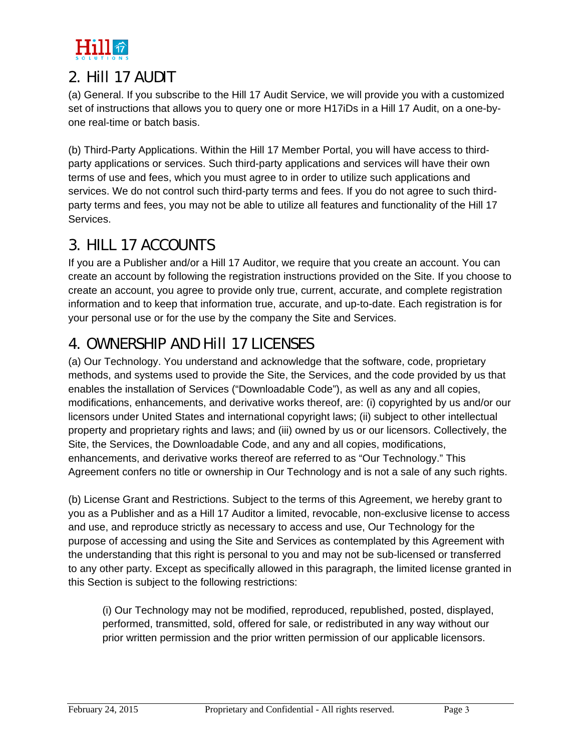## 2. Hill 17 AUDIT

(a) General. If you subscribe to the Hill 17 Audit Service, we will provide you with a customized set of instructions that allows you to query one or more H17iDs in a Hill 17 Audit, on a one-by-one real-time or batch basis.

(b) Third-Party Applications. Within the Hill 17 Member Portal, you will have access to third-party applications or services. Such third-party applications and services will have their own terms of use and fees, which you must agree to in order to utilize such applications and services. We do not control such third-party terms and fees. If you do not agree to such third-party terms and fees, you may not be able to utilize all features and functionality of the Hill 17 Services.

## 3. HILL 17 ACCOUNTS

If you are a Publisher and/or a Hill 17 Auditor, we require that you create an account. You can create an account by following the registration instructions provided on the Site. If you choose to create an account, you agree to provide only true, current, accurate, and complete registration information and to keep that information true, accurate, and up-to-date. Each registration is for your personal use or for the use by the company the Site and Services.

## 4. OWNERSHIP AND Hill 17 LICENSES

(a) Our Technology. You understand and acknowledge that the software, code, proprietary methods, and systems used to provide the Site, the Services, and the code provided by us that enables the installation of Services ("Downloadable Code"), as well as any and all copies, modifications, enhancements, and derivative works thereof, are: (i) copyrighted by us and/or our licensors under United States and international copyright laws; (ii) subject to other intellectual property and proprietary rights and laws; and (iii) owned by us or our licensors. Collectively, the Site, the Services, the Downloadable Code, and any and all copies, modifications, enhancements, and derivative works thereof are referred to as "Our Technology." This Agreement confers no title or ownership in Our Technology and is not a sale of any such rights.

(b) License Grant and Restrictions. Subject to the terms of this Agreement, we hereby grant to you as a Publisher and as a Hill 17 Auditor a limited, revocable, non-exclusive license to access and use, and reproduce strictly as necessary to access and use, Our Technology for the purpose of accessing and using the Site and Services as contemplated by this Agreement with the understanding that this right is personal to you and may not be sub-licensed or transferred to any other party. Except as specifically allowed in this paragraph, the limited license granted in this Section is subject to the following restrictions:

> (i) Our Technology may not be modified, reproduced, republished, posted, displayed, performed, transmitted, sold, offered for sale, or redistributed in any way without our prior written permission and the prior written permission of our applicable licensors.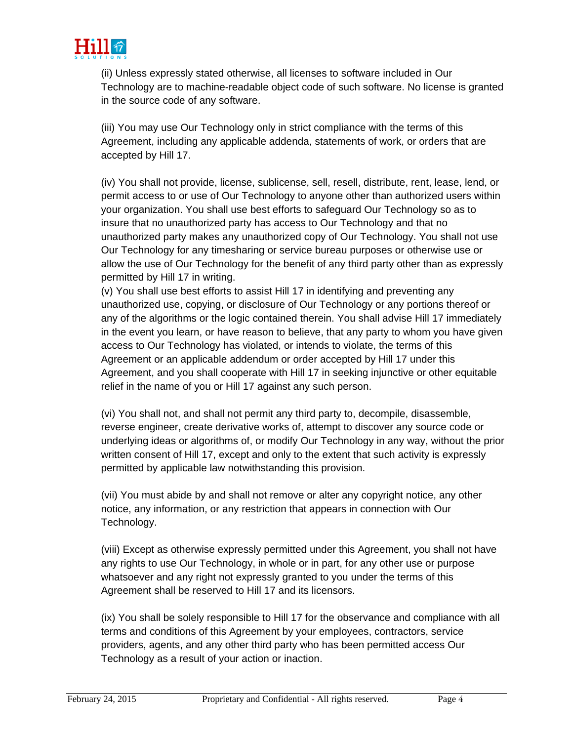(ii) Unless expressly stated otherwise, all licenses to software included in Our Technology are to machine-readable object code of such software. No license is granted in the source code of any software.

(iii) You may use Our Technology only in strict compliance with the terms of this Agreement, including any applicable addenda, statements of work, or orders that are accepted by Hill 17.

(iv) You shall not provide, license, sublicense, sell, resell, distribute, rent, lease, lend, or permit access to or use of Our Technology to anyone other than authorized users within your organization. You shall use best efforts to safeguard Our Technology so as to insure that no unauthorized party has access to Our Technology and that no unauthorized party makes any unauthorized copy of Our Technology. You shall not use Our Technology for any timesharing or service bureau purposes or otherwise use or allow the use of Our Technology for the benefit of any third party other than as expressly permitted by Hill 17 in writing.

(v) You shall use best efforts to assist Hill 17 in identifying and preventing any unauthorized use, copying, or disclosure of Our Technology or any portions thereof or any of the algorithms or the logic contained therein. You shall advise Hill 17 immediately in the event you learn, or have reason to believe, that any party to whom you have given access to Our Technology has violated, or intends to violate, the terms of this Agreement or an applicable addendum or order accepted by Hill 17 under this Agreement, and you shall cooperate with Hill 17 in seeking injunctive or other equitable relief in the name of you or Hill 17 against any such person.

(vi) You shall not, and shall not permit any third party to, decompile, disassemble, reverse engineer, create derivative works of, attempt to discover any source code or underlying ideas or algorithms of, or modify Our Technology in any way, without the prior written consent of Hill 17, except and only to the extent that such activity is expressly permitted by applicable law notwithstanding this provision.

(vii) You must abide by and shall not remove or alter any copyright notice, any other notice, any information, or any restriction that appears in connection with Our Technology.

(viii) Except as otherwise expressly permitted under this Agreement, you shall not have any rights to use Our Technology, in whole or in part, for any other use or purpose whatsoever and any right not expressly granted to you under the terms of this Agreement shall be reserved to Hill 17 and its licensors.

(ix) You shall be solely responsible to Hill 17 for the observance and compliance with all terms and conditions of this Agreement by your employees, contractors, service providers, agents, and any other third party who has been permitted access Our Technology as a result of your action or inaction.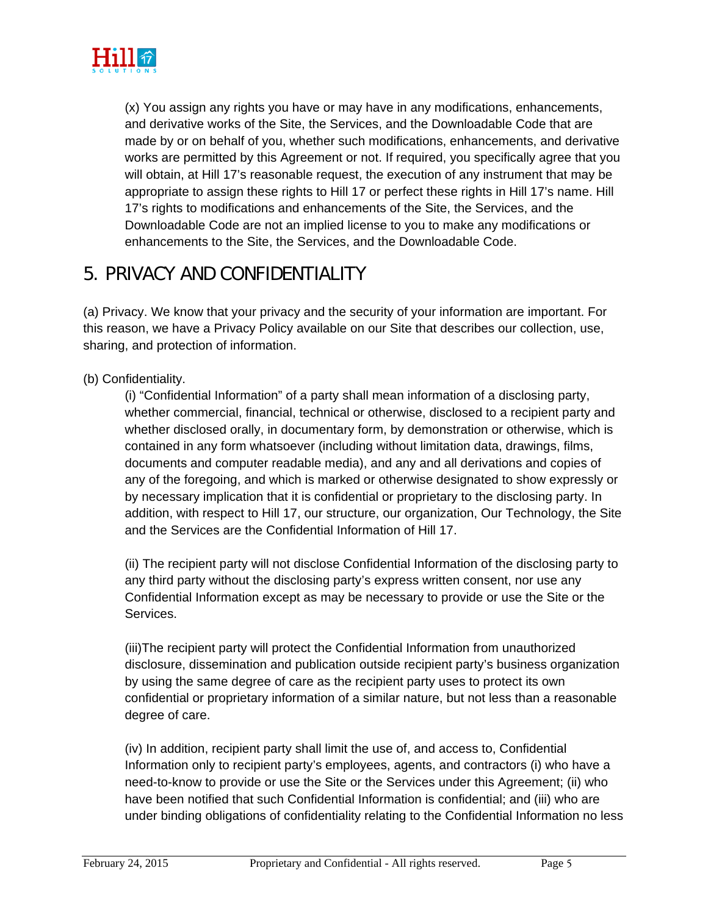(x) You assign any rights you have or may have in any modifications, enhancements, and derivative works of the Site, the Services, and the Downloadable Code that are made by or on behalf of you, whether such modifications, enhancements, and derivative works are permitted by this Agreement or not. If required, you specifically agree that you will obtain, at Hill 17's reasonable request, the execution of any instrument that may be appropriate to assign these rights to Hill 17 or perfect these rights in Hill 17's name. Hill 17's rights to modifications and enhancements of the Site, the Services, and the Downloadable Code are not an implied license to you to make any modifications or enhancements to the Site, the Services, and the Downloadable Code.

## 5. PRIVACY AND CONFIDENTIALITY

(a) Privacy. We know that your privacy and the security of your information are important. For this reason, we have a Privacy Policy available on our Site that describes our collection, use, sharing, and protection of information.

(b) Confidentiality.

(i) "Confidential Information" of a party shall mean information of a disclosing party, whether commercial, financial, technical or otherwise, disclosed to a recipient party and whether disclosed orally, in documentary form, by demonstration or otherwise, which is contained in any form whatsoever (including without limitation data, drawings, films, documents and computer readable media), and any and all derivations and copies of any of the foregoing, and which is marked or otherwise designated to show expressly or by necessary implication that it is confidential or proprietary to the disclosing party. In addition, with respect to Hill 17, our structure, our organization, Our Technology, the Site and the Services are the Confidential Information of Hill 17.

(ii) The recipient party will not disclose Confidential Information of the disclosing party to any third party without the disclosing party's express written consent, nor use any Confidential Information except as may be necessary to provide or use the Site or the Services.

(iii)The recipient party will protect the Confidential Information from unauthorized disclosure, dissemination and publication outside recipient party's business organization by using the same degree of care as the recipient party uses to protect its own confidential or proprietary information of a similar nature, but not less than a reasonable degree of care.

(iv) In addition, recipient party shall limit the use of, and access to, Confidential Information only to recipient party's employees, agents, and contractors (i) who have a need-to-know to provide or use the Site or the Services under this Agreement; (ii) who have been notified that such Confidential Information is confidential; and (iii) who are under binding obligations of confidentiality relating to the Confidential Information no less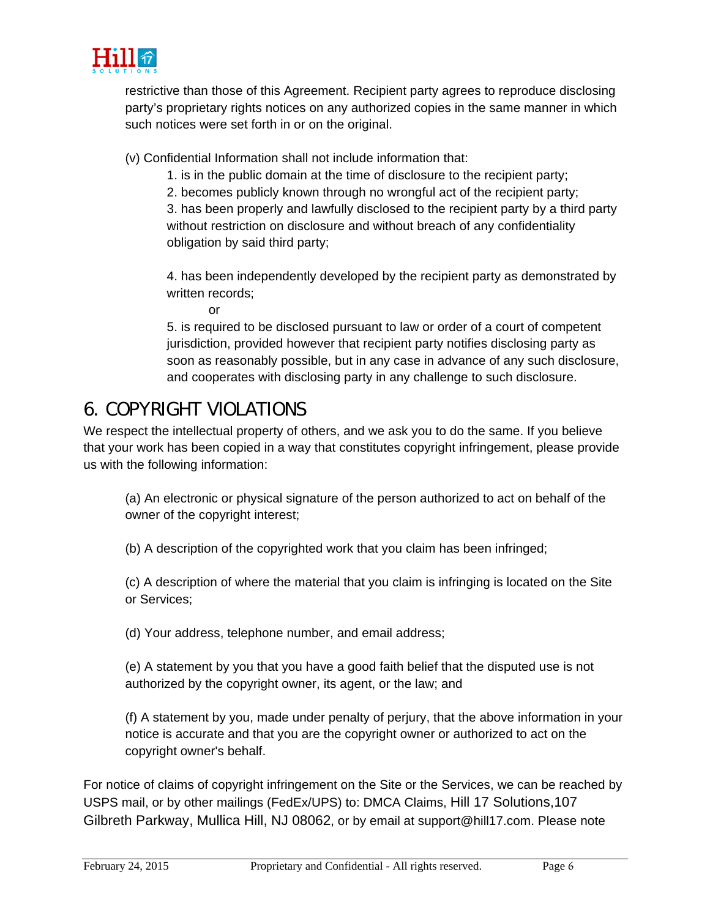restrictive than those of this Agreement. Recipient party agrees to reproduce disclosing party's proprietary rights notices on any authorized copies in the same manner in which such notices were set forth in or on the original.

(v) Confidential Information shall not include information that:

1. is in the public domain at the time of disclosure to the recipient party;
2. becomes publicly known through no wrongful act of the recipient party;
3. has been properly and lawfully disclosed to the recipient party by a third party without restriction on disclosure and without breach of any confidentiality obligation by said third party;

4. has been independently developed by the recipient party as demonstrated by written records;

or

5. is required to be disclosed pursuant to law or order of a court of competent jurisdiction, provided however that recipient party notifies disclosing party as soon as reasonably possible, but in any case in advance of any such disclosure, and cooperates with disclosing party in any challenge to such disclosure.

## 6. COPYRIGHT VIOLATIONS

We respect the intellectual property of others, and we ask you to do the same. If you believe that your work has been copied in a way that constitutes copyright infringement, please provide us with the following information:

(a) An electronic or physical signature of the person authorized to act on behalf of the owner of the copyright interest;

(b) A description of the copyrighted work that you claim has been infringed;

(c) A description of where the material that you claim is infringing is located on the Site or Services;

(d) Your address, telephone number, and email address;

(e) A statement by you that you have a good faith belief that the disputed use is not authorized by the copyright owner, its agent, or the law; and

(f) A statement by you, made under penalty of perjury, that the above information in your notice is accurate and that you are the copyright owner or authorized to act on the copyright owner's behalf.

For notice of claims of copyright infringement on the Site or the Services, we can be reached by USPS mail, or by other mailings (FedEx/UPS) to: DMCA Claims, Hill 17 Solutions,107 Gilbreth Parkway, Mullica Hill, NJ 08062, or by email at support@hill17.com. Please note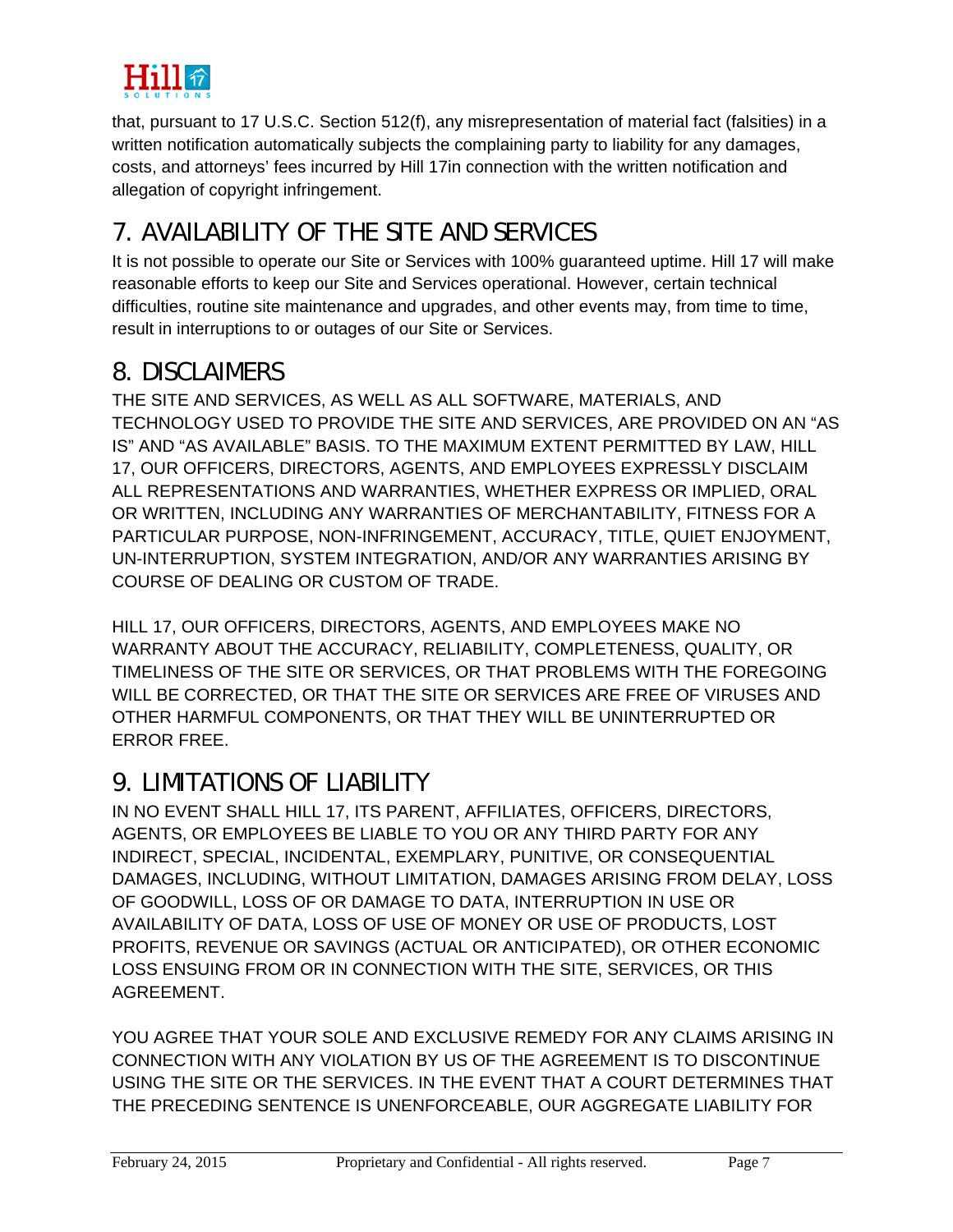that, pursuant to 17 U.S.C. Section 512(f), any misrepresentation of material fact (falsities) in a written notification automatically subjects the complaining party to liability for any damages, costs, and attorneys' fees incurred by Hill 17in connection with the written notification and allegation of copyright infringement.

## 7. AVAILABILITY OF THE SITE AND SERVICES

It is not possible to operate our Site or Services with 100% guaranteed uptime. Hill 17 will make reasonable efforts to keep our Site and Services operational. However, certain technical difficulties, routine site maintenance and upgrades, and other events may, from time to time, result in interruptions to or outages of our Site or Services.

## 8. DISCLAIMERS

THE SITE AND SERVICES, AS WELL AS ALL SOFTWARE, MATERIALS, AND TECHNOLOGY USED TO PROVIDE THE SITE AND SERVICES, ARE PROVIDED ON AN "AS IS" AND "AS AVAILABLE" BASIS. TO THE MAXIMUM EXTENT PERMITTED BY LAW, HILL 17, OUR OFFICERS, DIRECTORS, AGENTS, AND EMPLOYEES EXPRESSLY DISCLAIM ALL REPRESENTATIONS AND WARRANTIES, WHETHER EXPRESS OR IMPLIED, ORAL OR WRITTEN, INCLUDING ANY WARRANTIES OF MERCHANTABILITY, FITNESS FOR A PARTICULAR PURPOSE, NON-INFRINGEMENT, ACCURACY, TITLE, QUIET ENJOYMENT, UN-INTERRUPTION, SYSTEM INTEGRATION, AND/OR ANY WARRANTIES ARISING BY COURSE OF DEALING OR CUSTOM OF TRADE.

HILL 17, OUR OFFICERS, DIRECTORS, AGENTS, AND EMPLOYEES MAKE NO WARRANTY ABOUT THE ACCURACY, RELIABILITY, COMPLETENESS, QUALITY, OR TIMELINESS OF THE SITE OR SERVICES, OR THAT PROBLEMS WITH THE FOREGOING WILL BE CORRECTED, OR THAT THE SITE OR SERVICES ARE FREE OF VIRUSES AND OTHER HARMFUL COMPONENTS, OR THAT THEY WILL BE UNINTERRUPTED OR ERROR FREE.

## 9. LIMITATIONS OF LIABILITY

IN NO EVENT SHALL HILL 17, ITS PARENT, AFFILIATES, OFFICERS, DIRECTORS, AGENTS, OR EMPLOYEES BE LIABLE TO YOU OR ANY THIRD PARTY FOR ANY INDIRECT, SPECIAL, INCIDENTAL, EXEMPLARY, PUNITIVE, OR CONSEQUENTIAL DAMAGES, INCLUDING, WITHOUT LIMITATION, DAMAGES ARISING FROM DELAY, LOSS OF GOODWILL, LOSS OF OR DAMAGE TO DATA, INTERRUPTION IN USE OR AVAILABILITY OF DATA, LOSS OF USE OF MONEY OR USE OF PRODUCTS, LOST PROFITS, REVENUE OR SAVINGS (ACTUAL OR ANTICIPATED), OR OTHER ECONOMIC LOSS ENSUING FROM OR IN CONNECTION WITH THE SITE, SERVICES, OR THIS AGREEMENT.

YOU AGREE THAT YOUR SOLE AND EXCLUSIVE REMEDY FOR ANY CLAIMS ARISING IN CONNECTION WITH ANY VIOLATION BY US OF THE AGREEMENT IS TO DISCONTINUE USING THE SITE OR THE SERVICES. IN THE EVENT THAT A COURT DETERMINES THAT THE PRECEDING SENTENCE IS UNENFORCEABLE, OUR AGGREGATE LIABILITY FOR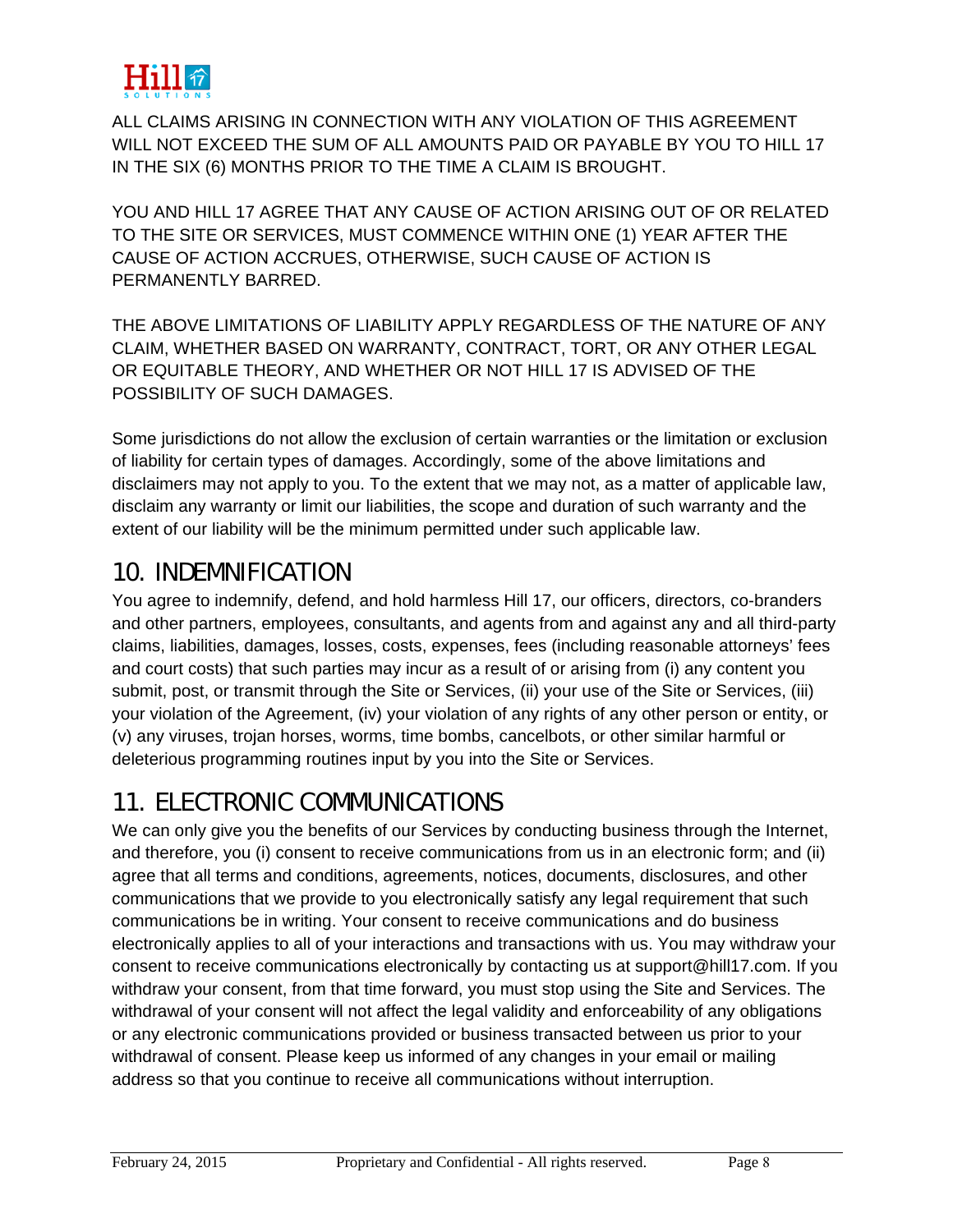ALL CLAIMS ARISING IN CONNECTION WITH ANY VIOLATION OF THIS AGREEMENT WILL NOT EXCEED THE SUM OF ALL AMOUNTS PAID OR PAYABLE BY YOU TO HILL 17 IN THE SIX (6) MONTHS PRIOR TO THE TIME A CLAIM IS BROUGHT.

YOU AND HILL 17 AGREE THAT ANY CAUSE OF ACTION ARISING OUT OF OR RELATED TO THE SITE OR SERVICES, MUST COMMENCE WITHIN ONE (1) YEAR AFTER THE CAUSE OF ACTION ACCRUES, OTHERWISE, SUCH CAUSE OF ACTION IS PERMANENTLY BARRED.

THE ABOVE LIMITATIONS OF LIABILITY APPLY REGARDLESS OF THE NATURE OF ANY CLAIM, WHETHER BASED ON WARRANTY, CONTRACT, TORT, OR ANY OTHER LEGAL OR EQUITABLE THEORY, AND WHETHER OR NOT HILL 17 IS ADVISED OF THE POSSIBILITY OF SUCH DAMAGES.

Some jurisdictions do not allow the exclusion of certain warranties or the limitation or exclusion of liability for certain types of damages. Accordingly, some of the above limitations and disclaimers may not apply to you. To the extent that we may not, as a matter of applicable law, disclaim any warranty or limit our liabilities, the scope and duration of such warranty and the extent of our liability will be the minimum permitted under such applicable law.

## 10. INDEMNIFICATION

You agree to indemnify, defend, and hold harmless Hill 17, our officers, directors, co-branders and other partners, employees, consultants, and agents from and against any and all third-party claims, liabilities, damages, losses, costs, expenses, fees (including reasonable attorneys' fees and court costs) that such parties may incur as a result of or arising from (i) any content you submit, post, or transmit through the Site or Services, (ii) your use of the Site or Services, (iii) your violation of the Agreement, (iv) your violation of any rights of any other person or entity, or (v) any viruses, trojan horses, worms, time bombs, cancelbots, or other similar harmful or deleterious programming routines input by you into the Site or Services.

## 11. ELECTRONIC COMMUNICATIONS

We can only give you the benefits of our Services by conducting business through the Internet, and therefore, you (i) consent to receive communications from us in an electronic form; and (ii) agree that all terms and conditions, agreements, notices, documents, disclosures, and other communications that we provide to you electronically satisfy any legal requirement that such communications be in writing. Your consent to receive communications and do business electronically applies to all of your interactions and transactions with us. You may withdraw your consent to receive communications electronically by contacting us at support@hill17.com. If you withdraw your consent, from that time forward, you must stop using the Site and Services. The withdrawal of your consent will not affect the legal validity and enforceability of any obligations or any electronic communications provided or business transacted between us prior to your withdrawal of consent. Please keep us informed of any changes in your email or mailing address so that you continue to receive all communications without interruption.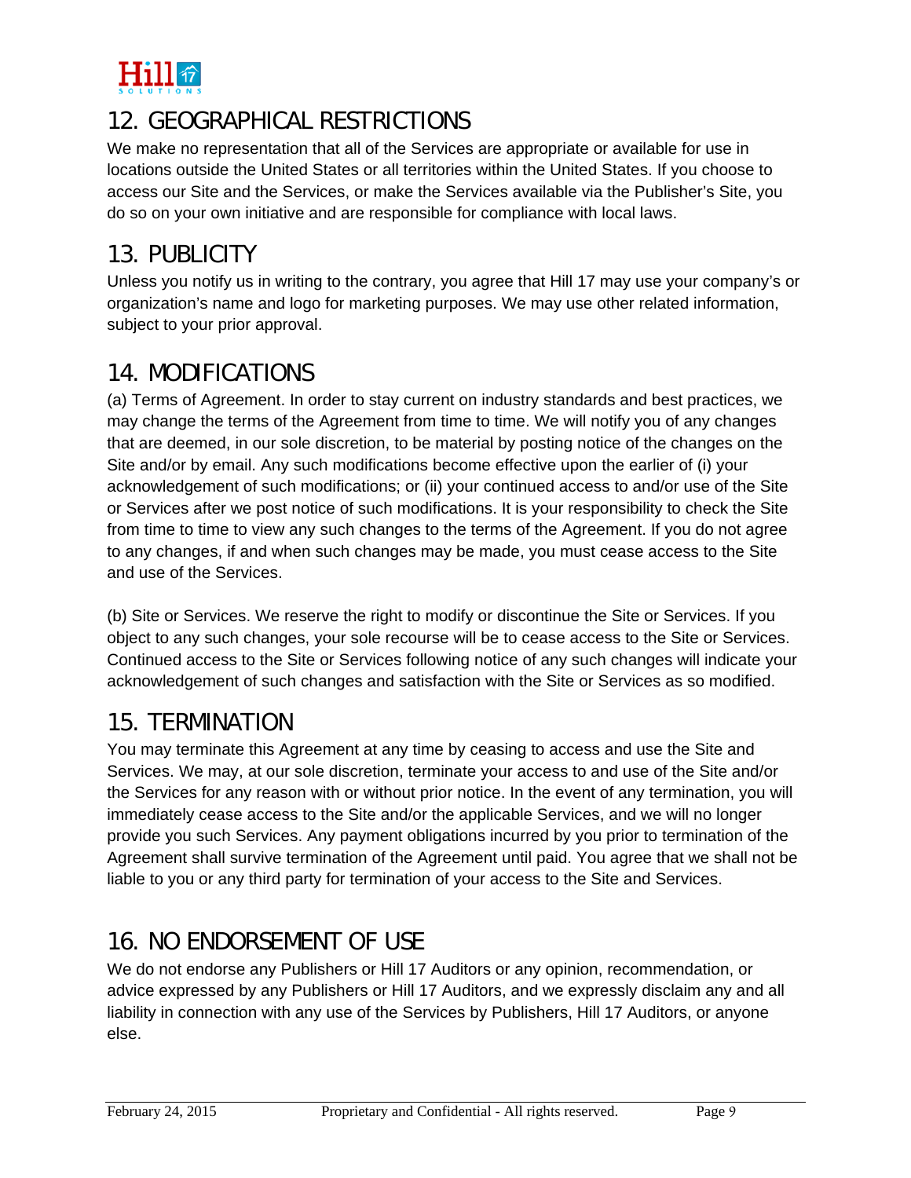## 12. GEOGRAPHICAL RESTRICTIONS

We make no representation that all of the Services are appropriate or available for use in locations outside the United States or all territories within the United States. If you choose to access our Site and the Services, or make the Services available via the Publisher's Site, you do so on your own initiative and are responsible for compliance with local laws.

## 13. PUBLICITY

Unless you notify us in writing to the contrary, you agree that Hill 17 may use your company's or organization's name and logo for marketing purposes. We may use other related information, subject to your prior approval.

## 14. MODIFICATIONS

(a) Terms of Agreement. In order to stay current on industry standards and best practices, we may change the terms of the Agreement from time to time. We will notify you of any changes that are deemed, in our sole discretion, to be material by posting notice of the changes on the Site and/or by email. Any such modifications become effective upon the earlier of (i) your acknowledgement of such modifications; or (ii) your continued access to and/or use of the Site or Services after we post notice of such modifications. It is your responsibility to check the Site from time to time to view any such changes to the terms of the Agreement. If you do not agree to any changes, if and when such changes may be made, you must cease access to the Site and use of the Services.

(b) Site or Services. We reserve the right to modify or discontinue the Site or Services. If you object to any such changes, your sole recourse will be to cease access to the Site or Services. Continued access to the Site or Services following notice of any such changes will indicate your acknowledgement of such changes and satisfaction with the Site or Services as so modified.

## 15. TERMINATION

You may terminate this Agreement at any time by ceasing to access and use the Site and Services. We may, at our sole discretion, terminate your access to and use of the Site and/or the Services for any reason with or without prior notice. In the event of any termination, you will immediately cease access to the Site and/or the applicable Services, and we will no longer provide you such Services. Any payment obligations incurred by you prior to termination of the Agreement shall survive termination of the Agreement until paid. You agree that we shall not be liable to you or any third party for termination of your access to the Site and Services.

## 16. NO ENDORSEMENT OF USE

We do not endorse any Publishers or Hill 17 Auditors or any opinion, recommendation, or advice expressed by any Publishers or Hill 17 Auditors, and we expressly disclaim any and all liability in connection with any use of the Services by Publishers, Hill 17 Auditors, or anyone else.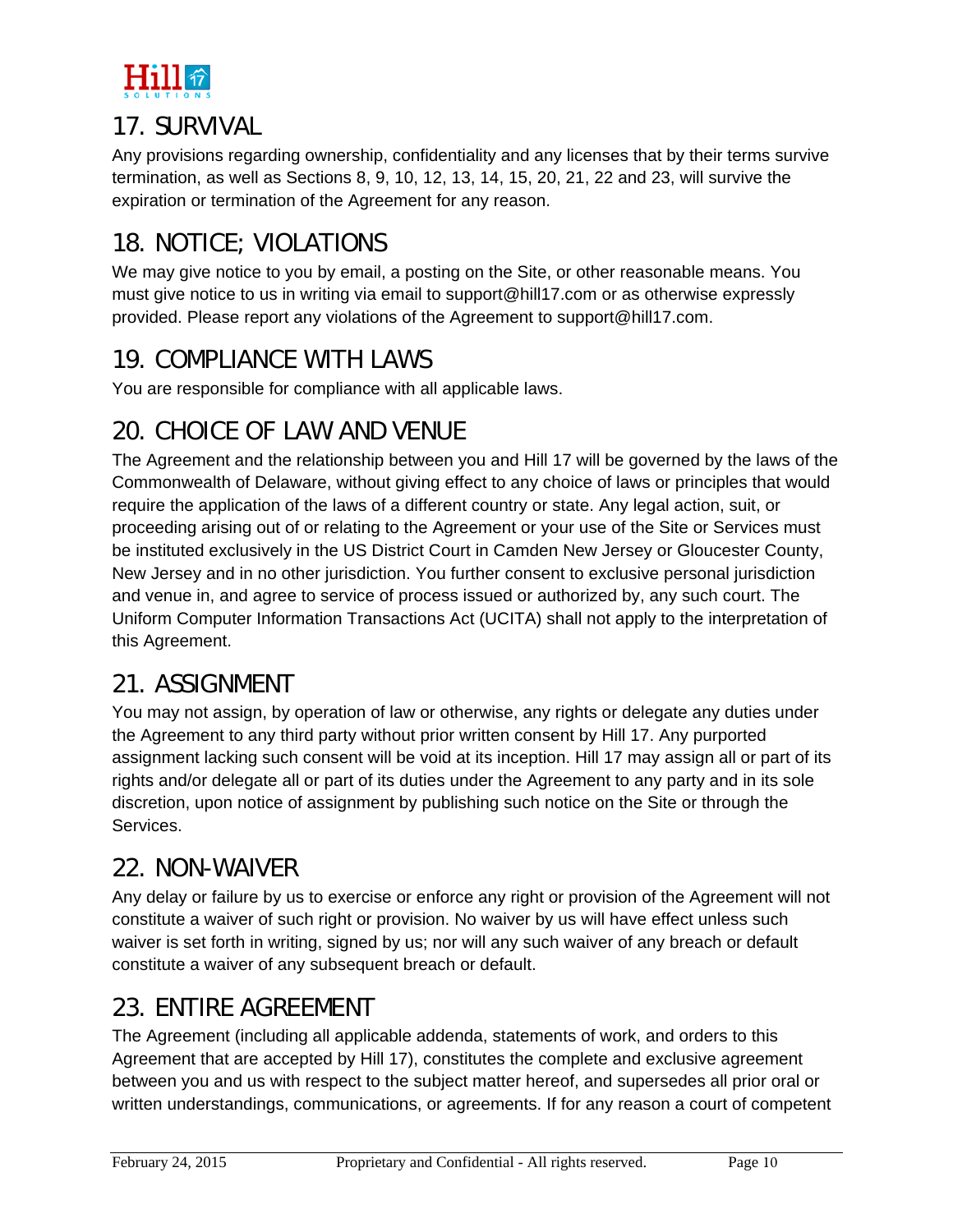## 17. SURVIVAL

Any provisions regarding ownership, confidentiality and any licenses that by their terms survive termination, as well as Sections 8, 9, 10, 12, 13, 14, 15, 20, 21, 22 and 23, will survive the expiration or termination of the Agreement for any reason.

## 18. NOTICE; VIOLATIONS

We may give notice to you by email, a posting on the Site, or other reasonable means. You must give notice to us in writing via email to support@hill17.com or as otherwise expressly provided. Please report any violations of the Agreement to support@hill17.com.

## 19. COMPLIANCE WITH LAWS

You are responsible for compliance with all applicable laws.

## 20. CHOICE OF LAW AND VENUE

The Agreement and the relationship between you and Hill 17 will be governed by the laws of the Commonwealth of Delaware, without giving effect to any choice of laws or principles that would require the application of the laws of a different country or state. Any legal action, suit, or proceeding arising out of or relating to the Agreement or your use of the Site or Services must be instituted exclusively in the US District Court in Camden New Jersey or Gloucester County, New Jersey and in no other jurisdiction. You further consent to exclusive personal jurisdiction and venue in, and agree to service of process issued or authorized by, any such court. The Uniform Computer Information Transactions Act (UCITA) shall not apply to the interpretation of this Agreement.

## 21. ASSIGNMENT

You may not assign, by operation of law or otherwise, any rights or delegate any duties under the Agreement to any third party without prior written consent by Hill 17. Any purported assignment lacking such consent will be void at its inception. Hill 17 may assign all or part of its rights and/or delegate all or part of its duties under the Agreement to any party and in its sole discretion, upon notice of assignment by publishing such notice on the Site or through the Services.

## 22. NON-WAIVER

Any delay or failure by us to exercise or enforce any right or provision of the Agreement will not constitute a waiver of such right or provision. No waiver by us will have effect unless such waiver is set forth in writing, signed by us; nor will any such waiver of any breach or default constitute a waiver of any subsequent breach or default.

## 23. ENTIRE AGREEMENT

The Agreement (including all applicable addenda, statements of work, and orders to this Agreement that are accepted by Hill 17), constitutes the complete and exclusive agreement between you and us with respect to the subject matter hereof, and supersedes all prior oral or written understandings, communications, or agreements. If for any reason a court of competent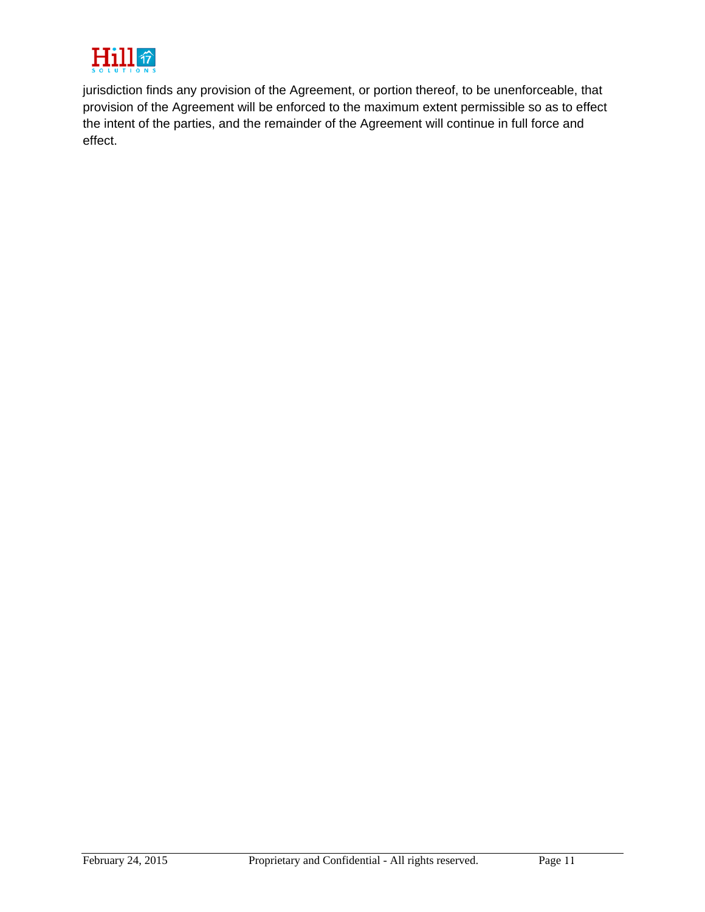jurisdiction finds any provision of the Agreement, or portion thereof, to be unenforceable, that provision of the Agreement will be enforced to the maximum extent permissible so as to effect the intent of the parties, and the remainder of the Agreement will continue in full force and effect.